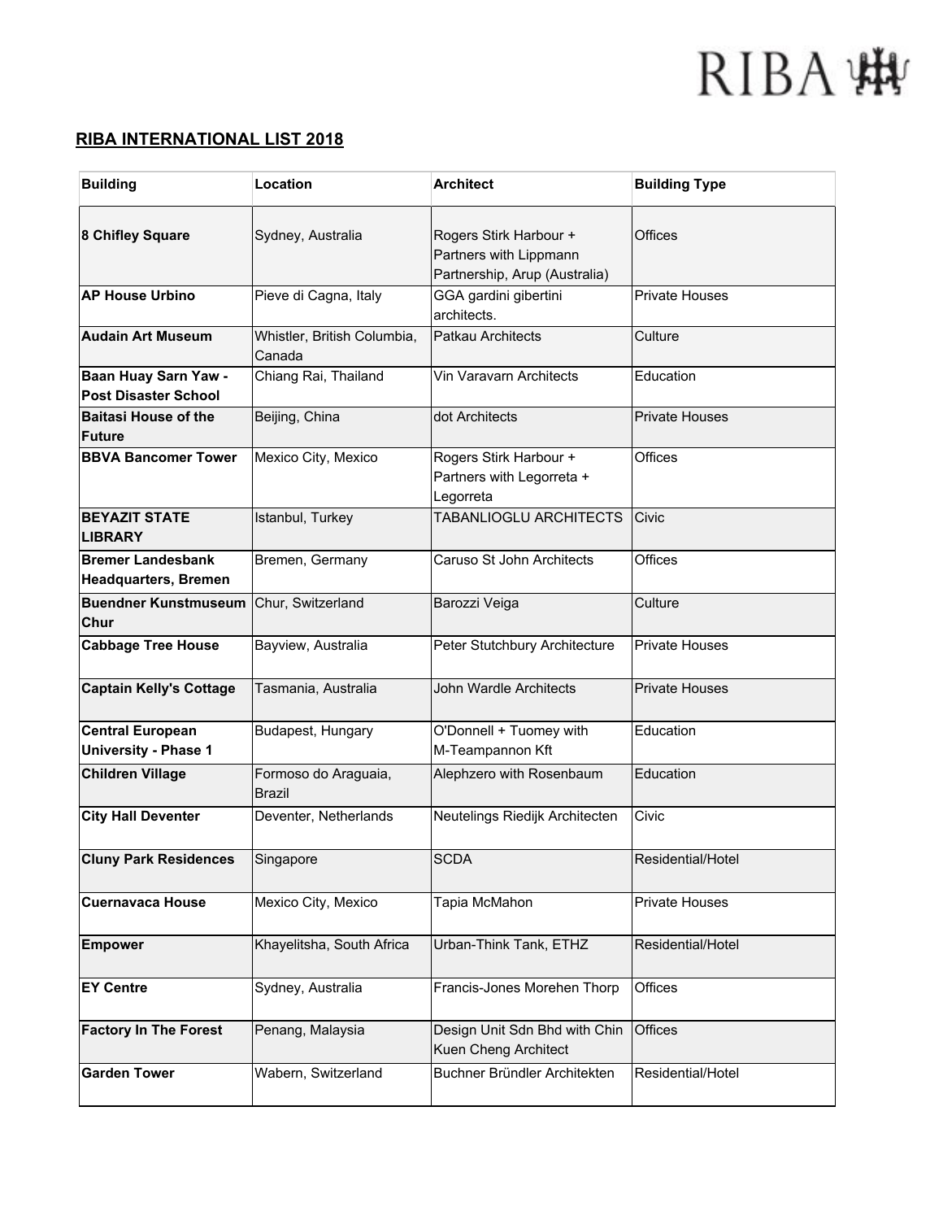## RIBA INTERNATIONAL LIST 2018

| Building | Location | Architect | Building Type |
|---|---|---|---|
| **8 Chifley Square** | Sydney, Australia | Rogers Stirk Harbour + Partners with Lippmann Partnership, Arup (Australia) | Offices |
| **AP House Urbino** | Pieve di Cagna, Italy | GGA gardini gibertini architects. | Private Houses |
| **Audain Art Museum** | Whistler, British Columbia, Canada | Patkau Architects | Culture |
| **Baan Huay Sarn Yaw - Post Disaster School** | Chiang Rai, Thailand | Vin Varavarn Architects | Education |
| **Baitasi House of the Future** | Beijing, China | dot Architects | Private Houses |
| **BBVA Bancomer Tower** | Mexico City, Mexico | Rogers Stirk Harbour + Partners with Legorreta + Legorreta | Offices |
| **BEYAZIT STATE LIBRARY** | Istanbul, Turkey | TABANLIOGLU ARCHITECTS | Civic |
| **Bremer Landesbank Headquarters, Bremen** | Bremen, Germany | Caruso St John Architects | Offices |
| **Buendner Kunstmuseum Chur** | Chur, Switzerland | Barozzi Veiga | Culture |
| **Cabbage Tree House** | Bayview, Australia | Peter Stutchbury Architecture | Private Houses |
| **Captain Kelly's Cottage** | Tasmania, Australia | John Wardle Architects | Private Houses |
| **Central European University - Phase 1** | Budapest, Hungary | O'Donnell + Tuomey with M-Teampannon Kft | Education |
| **Children Village** | Formoso do Araguaia, Brazil | Alephzero with Rosenbaum | Education |
| **City Hall Deventer** | Deventer, Netherlands | Neutelings Riedijk Architecten | Civic |
| **Cluny Park Residences** | Singapore | SCDA | Residential/Hotel |
| **Cuernavaca House** | Mexico City, Mexico | Tapia McMahon | Private Houses |
| **Empower** | Khayelitsha, South Africa | Urban-Think Tank, ETHZ | Residential/Hotel |
| **EY Centre** | Sydney, Australia | Francis-Jones Morehen Thorp | Offices |
| **Factory In The Forest** | Penang, Malaysia | Design Unit Sdn Bhd with Chin Kuen Cheng Architect | Offices |
| **Garden Tower** | Wabern, Switzerland | Buchner Bründler Architekten | Residential/Hotel |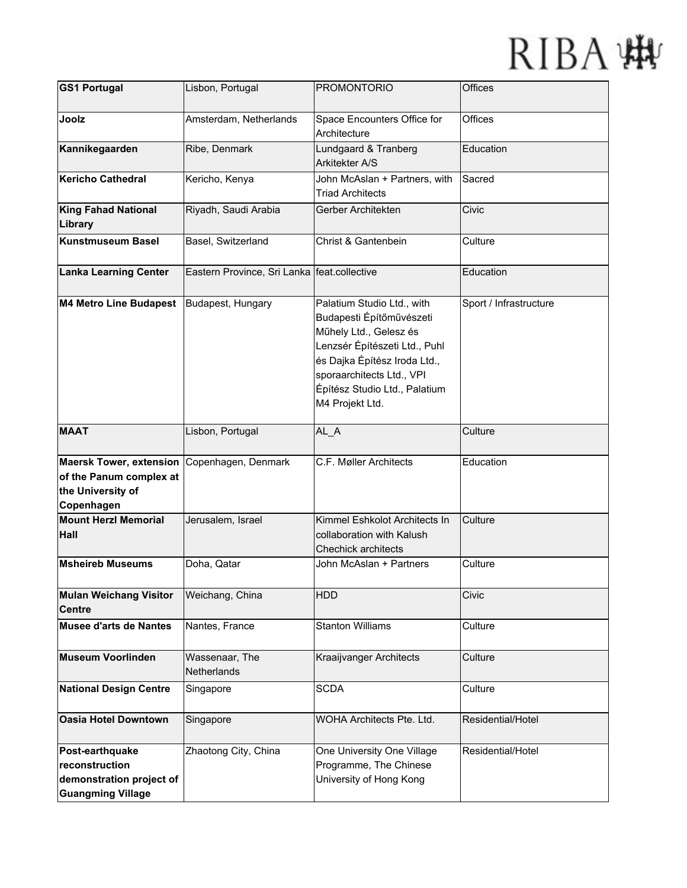| **GS1 Portugal** | Lisbon, Portugal | PROMONTORIO | Offices |
|---|---|---|---|
| **Joolz** | Amsterdam, Netherlands | Space Encounters Office for Architecture | Offices |
| **Kannikegaarden** | Ribe, Denmark | Lundgaard & Tranberg Arkitekter A/S | Education |
| **Kericho Cathedral** | Kericho, Kenya | John McAslan + Partners, with Triad Architects | Sacred |
| **King Fahad National Library** | Riyadh, Saudi Arabia | Gerber Architekten | Civic |
| **Kunstmuseum Basel** | Basel, Switzerland | Christ & Gantenbein | Culture |
| **Lanka Learning Center** | Eastern Province, Sri Lanka | feat.collective | Education |
| **M4 Metro Line Budapest** | Budapest, Hungary | Palatium Studio Ltd., with Budapesti Építőművészeti Műhely Ltd., Gelesz és Lenzsér Építészeti Ltd., Puhl és Dajka Építész Iroda Ltd., sporaarchitects Ltd., VPI Építész Studio Ltd., Palatium M4 Projekt Ltd. | Sport / Infrastructure |
| **MAAT** | Lisbon, Portugal | AL_A | Culture |
| **Maersk Tower, extension of the Panum complex at the University of Copenhagen** | Copenhagen, Denmark | C.F. Møller Architects | Education |
| **Mount Herzl Memorial Hall** | Jerusalem, Israel | Kimmel Eshkolot Architects In collaboration with Kalush Chechick architects | Culture |
| **Msheireb Museums** | Doha, Qatar | John McAslan + Partners | Culture |
| **Mulan Weichang Visitor Centre** | Weichang, China | HDD | Civic |
| **Musee d'arts de Nantes** | Nantes, France | Stanton Williams | Culture |
| **Museum Voorlinden** | Wassenaar, The Netherlands | Kraaijvanger Architects | Culture |
| **National Design Centre** | Singapore | SCDA | Culture |
| **Oasia Hotel Downtown** | Singapore | WOHA Architects Pte. Ltd. | Residential/Hotel |
| **Post-earthquake reconstruction demonstration project of Guangming Village** | Zhaotong City, China | One University One Village Programme, The Chinese University of Hong Kong | Residential/Hotel |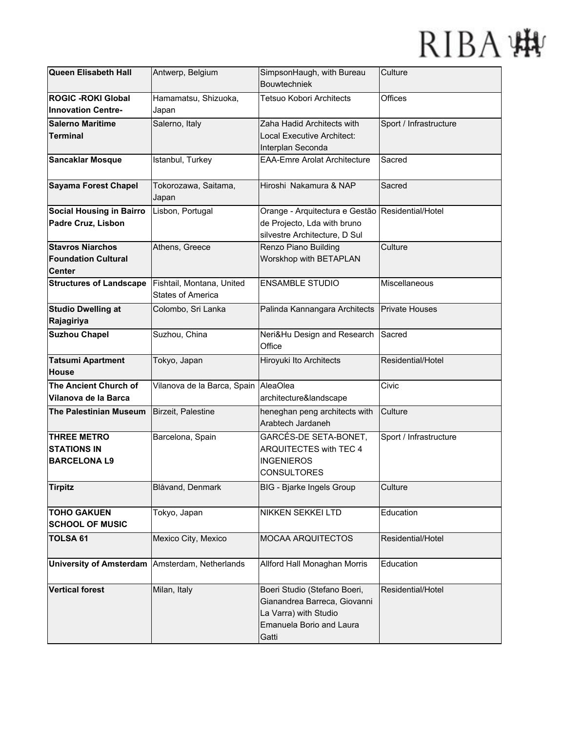| **Queen Elisabeth Hall** | Antwerp, Belgium | SimpsonHaugh, with Bureau Bouwtechniek | Culture |
|---|---|---|---|
| **ROGIC -ROKI Global Innovation Centre-** | Hamamatsu, Shizuoka, Japan | Tetsuo Kobori Architects | Offices |
| **Salerno Maritime Terminal** | Salerno, Italy | Zaha Hadid Architects with Local Executive Architect: Interplan Seconda | Sport / Infrastructure |
| **Sancaklar Mosque** | Istanbul, Turkey | EAA-Emre Arolat Architecture | Sacred |
| **Sayama Forest Chapel** | Tokorozawa, Saitama, Japan | Hiroshi Nakamura & NAP | Sacred |
| **Social Housing in Bairro Padre Cruz, Lisbon** | Lisbon, Portugal | Orange - Arquitectura e Gestão de Projecto, Lda with bruno silvestre Architecture, D Sul | Residential/Hotel |
| **Stavros Niarchos Foundation Cultural Center** | Athens, Greece | Renzo Piano Building Worskhop with BETAPLAN | Culture |
| **Structures of Landscape** | Fishtail, Montana, United States of America | ENSAMBLE STUDIO | Miscellaneous |
| **Studio Dwelling at Rajagiriya** | Colombo, Sri Lanka | Palinda Kannangara Architects | Private Houses |
| **Suzhou Chapel** | Suzhou, China | Neri&Hu Design and Research Office | Sacred |
| **Tatsumi Apartment House** | Tokyo, Japan | Hiroyuki Ito Architects | Residential/Hotel |
| **The Ancient Church of Vilanova de la Barca** | Vilanova de la Barca, Spain | AleaOlea architecture&landscape | Civic |
| **The Palestinian Museum** | Birzeit, Palestine | heneghan peng architects with Arabtech Jardaneh | Culture |
| **THREE METRO STATIONS IN BARCELONA L9** | Barcelona, Spain | GARCÉS-DE SETA-BONET, ARQUITECTES with TEC 4 INGENIEROS CONSULTORES | Sport / Infrastructure |
| **Tirpitz** | Blåvand, Denmark | BIG - Bjarke Ingels Group | Culture |
| **TOHO GAKUEN SCHOOL OF MUSIC** | Tokyo, Japan | NIKKEN SEKKEI LTD | Education |
| **TOLSA 61** | Mexico City, Mexico | MOCAA ARQUITECTOS | Residential/Hotel |
| **University of Amsterdam** | Amsterdam, Netherlands | Allford Hall Monaghan Morris | Education |
| **Vertical forest** | Milan, Italy | Boeri Studio (Stefano Boeri, Gianandrea Barreca, Giovanni La Varra) with Studio Emanuela Borio and Laura Gatti | Residential/Hotel |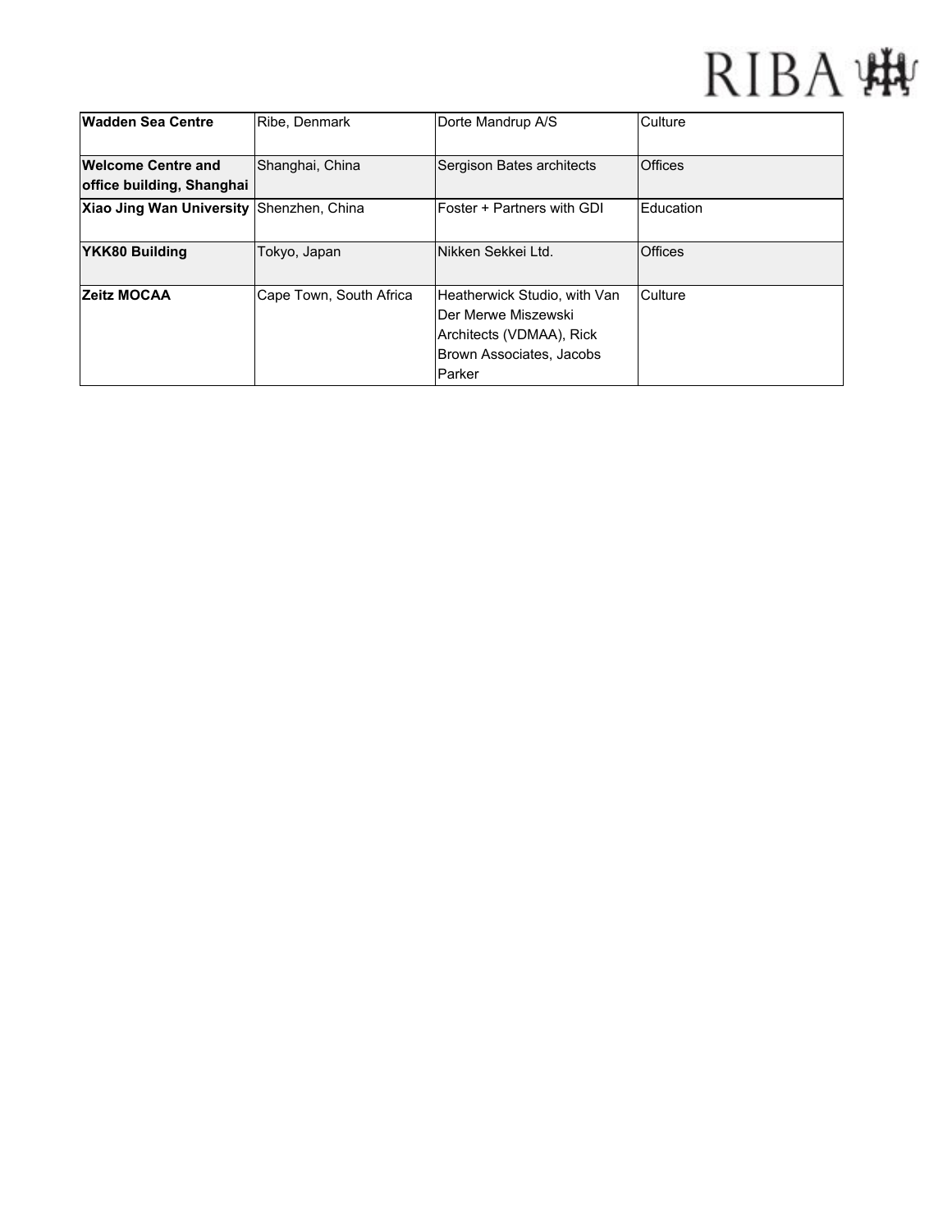| | | | |
|---|---|---|---|
| **Wadden Sea Centre** | Ribe, Denmark | Dorte Mandrup A/S | Culture |
| **Welcome Centre and office building, Shanghai** | Shanghai, China | Sergison Bates architects | Offices |
| **Xiao Jing Wan University** | Shenzhen, China | Foster + Partners with GDI | Education |
| **YKK80 Building** | Tokyo, Japan | Nikken Sekkei Ltd. | Offices |
| **Zeitz MOCAA** | Cape Town, South Africa | Heatherwick Studio, with Van Der Merwe Miszewski Architects (VDMAA), Rick Brown Associates, Jacobs Parker | Culture |